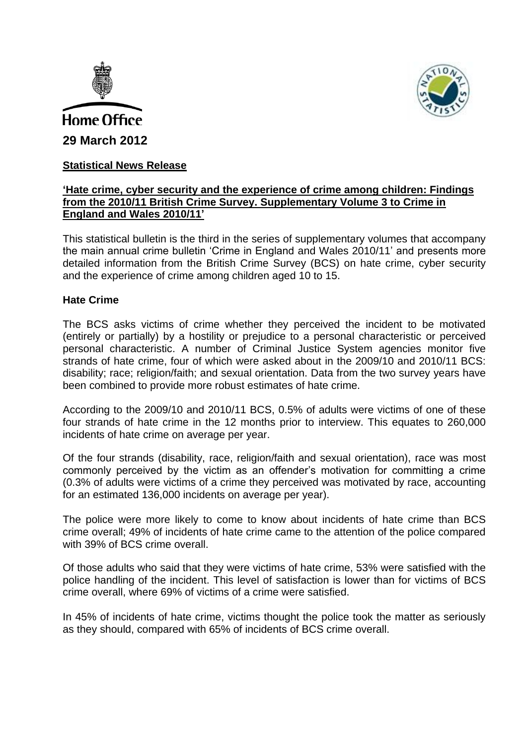Home Office

**29 March 2012**

**Statistical News Release**

**'Hate crime, cyber security and the experience of crime among children: Findings from the 2010/11 British Crime Survey. Supplementary Volume 3 to Crime in England and Wales 2010/11'**

This statistical bulletin is the third in the series of supplementary volumes that accompany the main annual crime bulletin 'Crime in England and Wales 2010/11' and presents more detailed information from the British Crime Survey (BCS) on hate crime, cyber security and the experience of crime among children aged 10 to 15.

**Hate Crime**

The BCS asks victims of crime whether they perceived the incident to be motivated (entirely or partially) by a hostility or prejudice to a personal characteristic or perceived personal characteristic. A number of Criminal Justice System agencies monitor five strands of hate crime, four of which were asked about in the 2009/10 and 2010/11 BCS: disability; race; religion/faith; and sexual orientation. Data from the two survey years have been combined to provide more robust estimates of hate crime.

According to the 2009/10 and 2010/11 BCS, 0.5% of adults were victims of one of these four strands of hate crime in the 12 months prior to interview. This equates to 260,000 incidents of hate crime on average per year.

Of the four strands (disability, race, religion/faith and sexual orientation), race was most commonly perceived by the victim as an offender's motivation for committing a crime (0.3% of adults were victims of a crime they perceived was motivated by race, accounting for an estimated 136,000 incidents on average per year).

The police were more likely to come to know about incidents of hate crime than BCS crime overall; 49% of incidents of hate crime came to the attention of the police compared with 39% of BCS crime overall.

Of those adults who said that they were victims of hate crime, 53% were satisfied with the police handling of the incident. This level of satisfaction is lower than for victims of BCS crime overall, where 69% of victims of a crime were satisfied.

In 45% of incidents of hate crime, victims thought the police took the matter as seriously as they should, compared with 65% of incidents of BCS crime overall.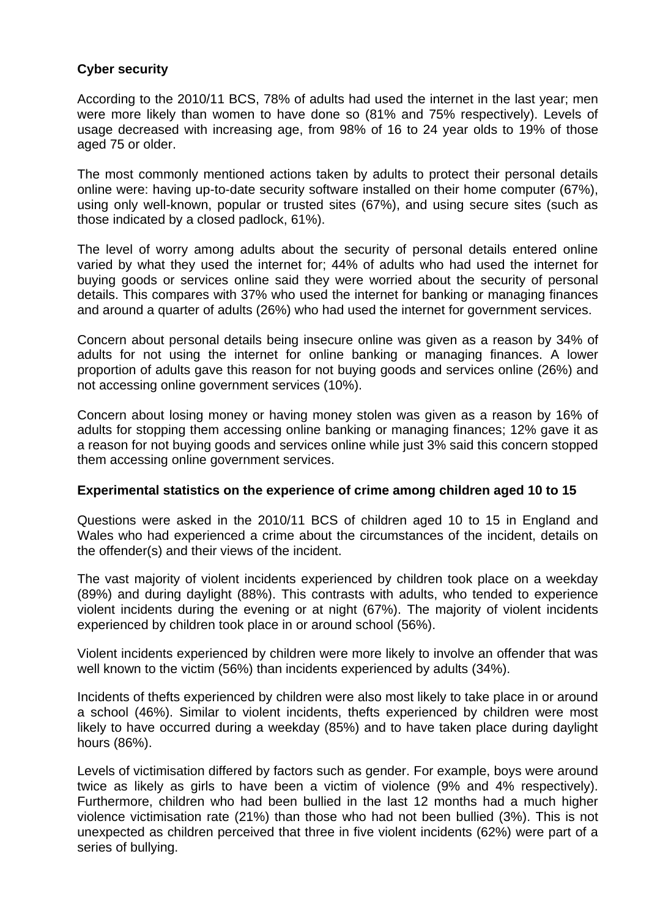**Cyber security**

According to the 2010/11 BCS, 78% of adults had used the internet in the last year; men were more likely than women to have done so (81% and 75% respectively). Levels of usage decreased with increasing age, from 98% of 16 to 24 year olds to 19% of those aged 75 or older.

The most commonly mentioned actions taken by adults to protect their personal details online were: having up-to-date security software installed on their home computer (67%), using only well-known, popular or trusted sites (67%), and using secure sites (such as those indicated by a closed padlock, 61%).

The level of worry among adults about the security of personal details entered online varied by what they used the internet for; 44% of adults who had used the internet for buying goods or services online said they were worried about the security of personal details. This compares with 37% who used the internet for banking or managing finances and around a quarter of adults (26%) who had used the internet for government services.

Concern about personal details being insecure online was given as a reason by 34% of adults for not using the internet for online banking or managing finances. A lower proportion of adults gave this reason for not buying goods and services online (26%) and not accessing online government services (10%).

Concern about losing money or having money stolen was given as a reason by 16% of adults for stopping them accessing online banking or managing finances; 12% gave it as a reason for not buying goods and services online while just 3% said this concern stopped them accessing online government services.

**Experimental statistics on the experience of crime among children aged 10 to 15**

Questions were asked in the 2010/11 BCS of children aged 10 to 15 in England and Wales who had experienced a crime about the circumstances of the incident, details on the offender(s) and their views of the incident.

The vast majority of violent incidents experienced by children took place on a weekday (89%) and during daylight (88%). This contrasts with adults, who tended to experience violent incidents during the evening or at night (67%). The majority of violent incidents experienced by children took place in or around school (56%).

Violent incidents experienced by children were more likely to involve an offender that was well known to the victim (56%) than incidents experienced by adults (34%).

Incidents of thefts experienced by children were also most likely to take place in or around a school (46%). Similar to violent incidents, thefts experienced by children were most likely to have occurred during a weekday (85%) and to have taken place during daylight hours (86%).

Levels of victimisation differed by factors such as gender. For example, boys were around twice as likely as girls to have been a victim of violence (9% and 4% respectively). Furthermore, children who had been bullied in the last 12 months had a much higher violence victimisation rate (21%) than those who had not been bullied (3%). This is not unexpected as children perceived that three in five violent incidents (62%) were part of a series of bullying.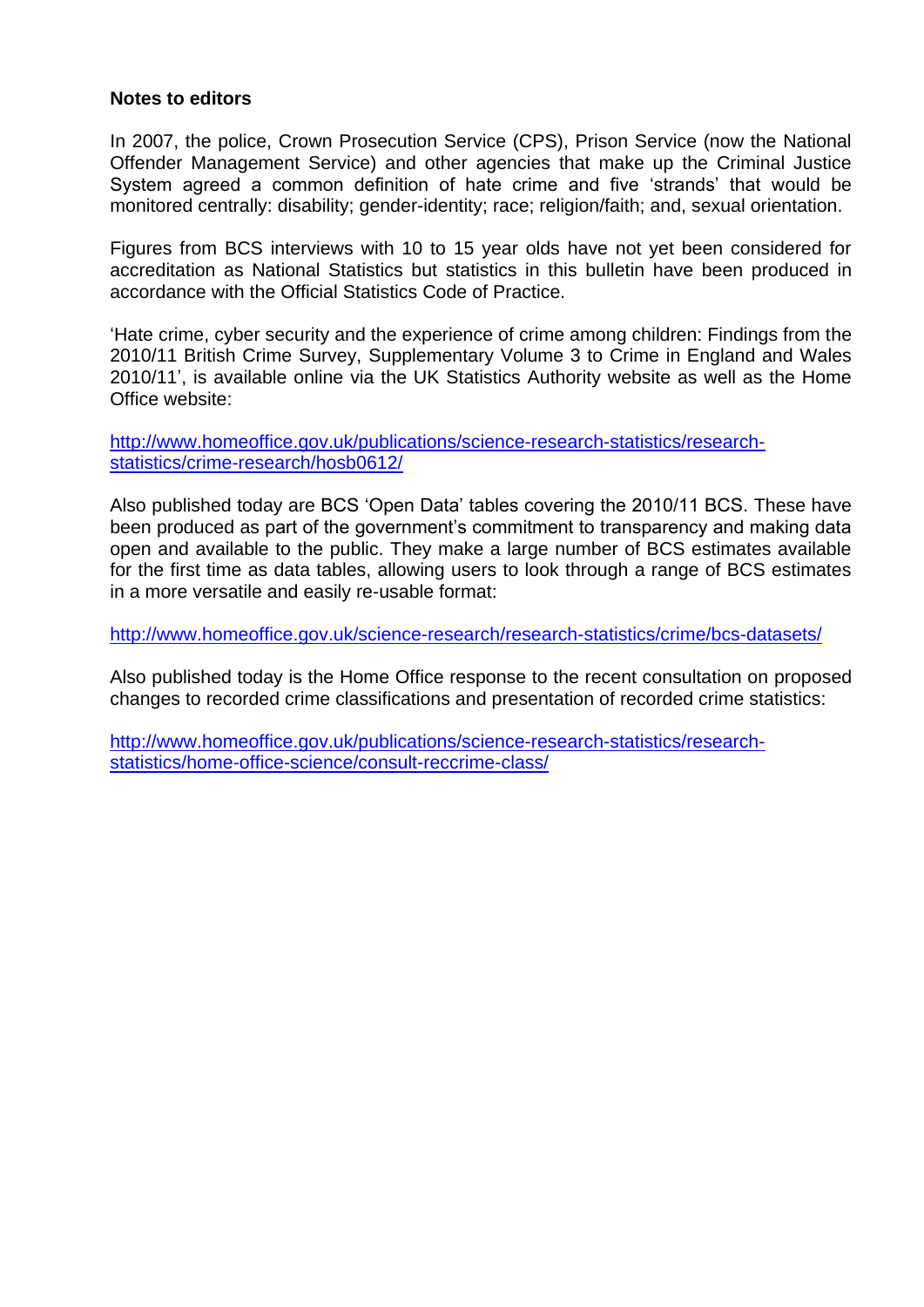**Notes to editors**

In 2007, the police, Crown Prosecution Service (CPS), Prison Service (now the National Offender Management Service) and other agencies that make up the Criminal Justice System agreed a common definition of hate crime and five 'strands' that would be monitored centrally: disability; gender-identity; race; religion/faith; and, sexual orientation.

Figures from BCS interviews with 10 to 15 year olds have not yet been considered for accreditation as National Statistics but statistics in this bulletin have been produced in accordance with the Official Statistics Code of Practice.

'Hate crime, cyber security and the experience of crime among children: Findings from the 2010/11 British Crime Survey, Supplementary Volume 3 to Crime in England and Wales 2010/11', is available online via the UK Statistics Authority website as well as the Home Office website:

http://www.homeoffice.gov.uk/publications/science-research-statistics/research-statistics/crime-research/hosb0612/

Also published today are BCS 'Open Data' tables covering the 2010/11 BCS. These have been produced as part of the government's commitment to transparency and making data open and available to the public. They make a large number of BCS estimates available for the first time as data tables, allowing users to look through a range of BCS estimates in a more versatile and easily re-usable format:

http://www.homeoffice.gov.uk/science-research/research-statistics/crime/bcs-datasets/

Also published today is the Home Office response to the recent consultation on proposed changes to recorded crime classifications and presentation of recorded crime statistics:

http://www.homeoffice.gov.uk/publications/science-research-statistics/research-statistics/home-office-science/consult-reccrime-class/